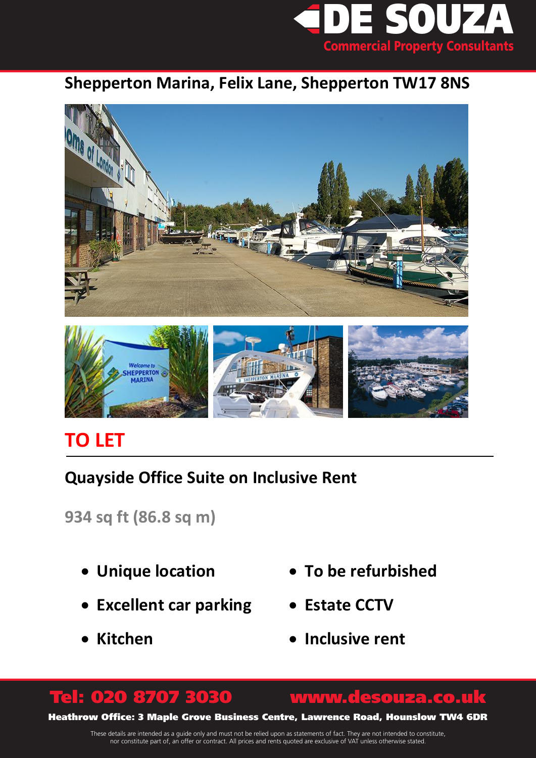DE SOUZA
Commercial Property Consultants

## Shepperton Marina, Felix Lane, Shepperton TW17 8NS

# TO LET

## Quayside Office Suite on Inclusive Rent

**934 sq ft (86.8 sq m)**

- Unique location
- Excellent car parking
- Kitchen
- To be refurbished
- Estate CCTV
- Inclusive rent

**Tel: 020 8707 3030** **www.desouza.co.uk**

**Heathrow Office: 3 Maple Grove Business Centre, Lawrence Road, Hounslow TW4 6DR**

These details are intended as a guide only and must not be relied upon as statements of fact. They are not intended to constitute, nor constitute part of, an offer or contract. All prices and rents quoted are exclusive of VAT unless otherwise stated.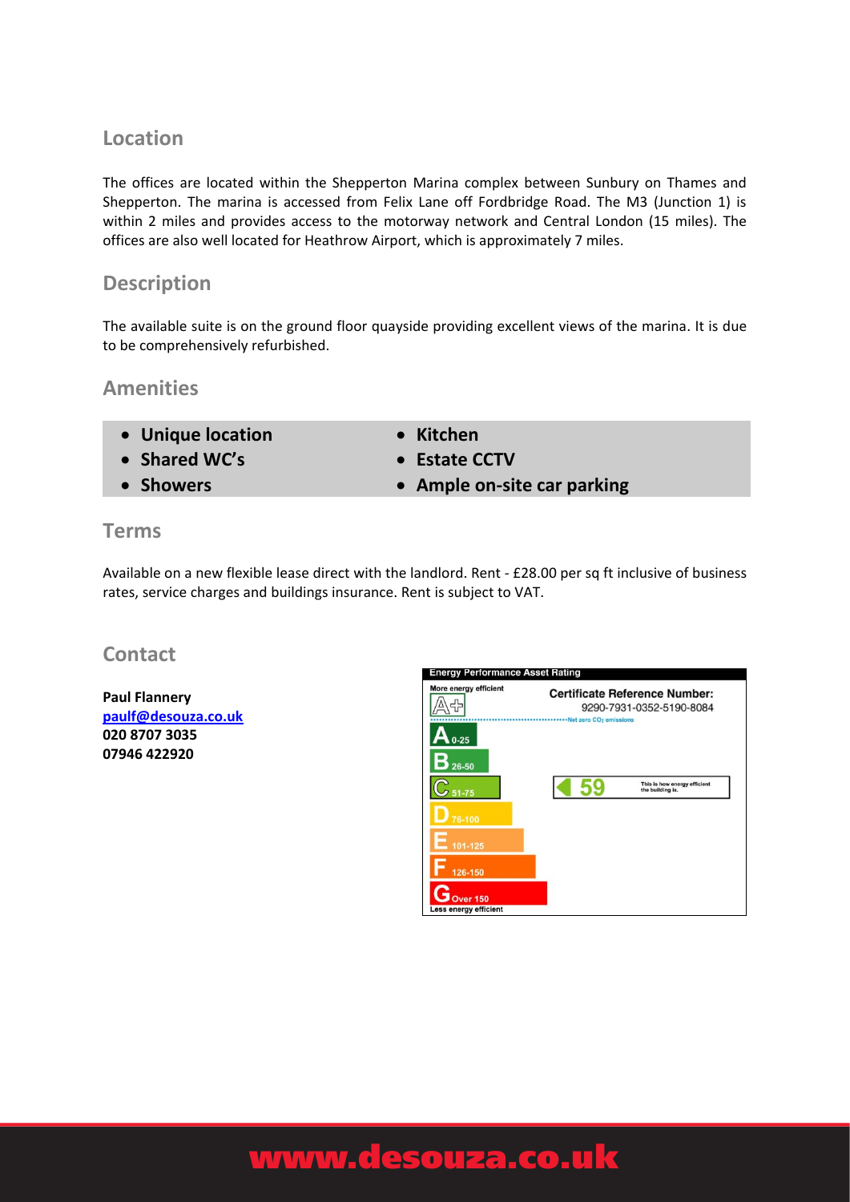## Location

The offices are located within the Shepperton Marina complex between Sunbury on Thames and Shepperton. The marina is accessed from Felix Lane off Fordbridge Road. The M3 (Junction 1) is within 2 miles and provides access to the motorway network and Central London (15 miles). The offices are also well located for Heathrow Airport, which is approximately 7 miles.

## Description

The available suite is on the ground floor quayside providing excellent views of the marina. It is due to be comprehensively refurbished.

## Amenities

- **Unique location**
- **Shared WC's**
- **Showers**
- **Kitchen**
- **Estate CCTV**
- **Ample on-site car parking**

## Terms

Available on a new flexible lease direct with the landlord. Rent - £28.00 per sq ft inclusive of business rates, service charges and buildings insurance. Rent is subject to VAT.

## Contact

**Paul Flannery**
**paulf@desouza.co.uk**
**020 8707 3035**
**07946 422920**

Energy Performance Asset Rating

More energy efficient

Certificate Reference Number:
9290-7931-0352-5190-8084

A+

Net zero $CO_2$ emissions

A 0-25

B 26-50

C 51-75

D 76-100

E 101-125

F 126-150

G Over 150

Less energy efficient

59 This is how energy efficient the building is.

www.desouza.co.uk